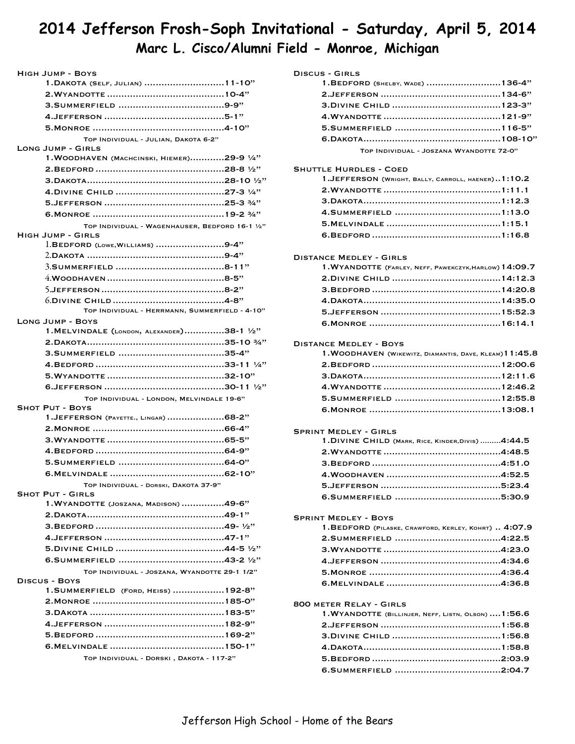# 2014 Jefferson Frosh-Soph Invitational - Saturday, April 5, 2014

## Marc L. Cisco/Alumni Field - Monroe, Michigan

### High Jump - Boys

1. Dakota (Self, Julian) ........................... 11-10"
2. Wyandotte ........................................ 10-4"
3. Summerfield .................................... 9-9"
4. Jefferson ......................................... 5-1"
5. Monroe ............................................. 4-10"

Top Individual - Julian, Dakota 6-2"

### Long Jump - Girls

1. Woodhaven (Machcinski, Hiemer)............ 29-9 ¼"
2. Bedford ............................................ 28-8 ½"
3. Dakota ............................................... 28-10 ½"
4. Divine Child ...................................... 27-3 ¼"
5. Jefferson .......................................... 25-3 ¾"
6. Monroe ............................................. 19-2 ¾"

Top Individual - Wagenhauser, Bedford 16-1 ½"

### High Jump - Girls

1. Bedford (Lowe, Williams) ....................... 9-4"
2. Dakota ............................................... 9-4"
3. Summerfield ...................................... 8-11"
4. Woodhaven ........................................ 8-5"
5. Jefferson .......................................... 8-2"
6. Divine Child ...................................... 4-8"

Top Individual - Herrmann, Summerfield - 4-10"

### Long Jump - Boys

1. Melvindale (London, Alexander).............. 38-1 ½"
2. Dakota ............................................... 35-10 ¾"
3. Summerfield ...................................... 35-4"
4. Bedford ............................................ 33-11 ¼"
5. Wyandotte ........................................ 32-10"
6. Jefferson .......................................... 30-11 ½"

Top Individual - London, Melvindale 19-6"

### Shot Put - Boys

1. Jefferson (Payette., Lingar) ................... 68-2"
2. Monroe ............................................. 66-4"
3. Wyandotte ........................................ 65-5"
4. Bedford ............................................ 64-9"
5. Summerfield ...................................... 64-0"
6. Melvindale ........................................ 62-10"

Top Individual - Dorski, Dakota 37-9"

### Shot Put - Girls

1. Wyandotte (Joszana, Madison) ............... 49-6"
2. Dakota ............................................... 49-1"
3. Bedford ............................................ 49- ½"
4. Jefferson .......................................... 47-1"
5. Divine Child ...................................... 44-5 ½"
6. Summerfield ...................................... 43-2 ½"

Top Individual - Joszana, Wyandotte 29-1 1/2"

### Discus - Boys

1. Summerfield (Ford, Heiss) ..................... 192-8"
2. Monroe ............................................. 185-0"
3. Dakota .............................................. 183-5"
4. Jefferson .......................................... 182-9"
5. Bedford ............................................ 169-2"
6. Melvindale ........................................ 150-1"

Top Individual - Dorski , Dakota - 117-2"

### Discus - Girls

1. Bedford (Shelby, Wade) ......................... 136-4"
2. Jefferson .......................................... 134-6"
3. Divine Child ...................................... 123-3"
4. Wyandotte ........................................ 121-9"
5. Summerfield ...................................... 116-5"
6. Dakota ............................................... 108-10"

Top Individual - Joszana Wyandotte 72-0"

### Shuttle Hurdles - Coed

1. Jefferson (Wright, Bally, Carroll, Haener).. 1:10.2
2. Wyandotte ........................................ 1:11.1
3. Dakota ............................................... 1:12.3
4. Summerfield ...................................... 1:13.0
5. Melvindale ........................................ 1:15.1
6. Bedford ............................................ 1:16.8

### Distance Medley - Girls

1. Wyandotte (Farley, Neff, Pawekczyk, Harlow) 14:09.7
2. Divine Child ...................................... 14:12.3
3. Bedford ............................................ 14:20.8
4. Dakota ............................................... 14:35.0
5. Jefferson .......................................... 15:52.3
6. Monroe ............................................. 16:14.1

### Distance Medley - Boys

1. Woodhaven (Wikewitz, Diamantis, Dave, Kleam) 11:45.8
2. Bedford ............................................ 12:00.6
3. Dakota ............................................... 12:11.6
4. Wyandotte ........................................ 12:46.2
5. Summerfield ...................................... 12:55.8
6. Monroe ............................................. 13:08.1

### Sprint Medley - Girls

1. Divine Child (Mark, Rice, Kinder, Divis) ......... 4:44.5
2. Wyandotte ........................................ 4:48.5
3. Bedford ............................................ 4:51.0
4. Woodhaven ........................................ 4:52.5
5. Jefferson .......................................... 5:23.4
6. Summerfield ...................................... 5:30.9

### Sprint Medley - Boys

1. Bedford (Pilaske, Crawford, Kerley, Kohrt) .. 4:07.9
2. Summerfield ...................................... 4:22.5
3. Wyandotte ........................................ 4:23.0
4. Jefferson .......................................... 4:34.6
5. Monroe ............................................. 4:36.4
6. Melvindale ........................................ 4:36.8

### 800 meter Relay - Girls

1. Wyandotte (Billinjer, Neff, Listn, Olson) .... 1:56.6
2. Jefferson .......................................... 1:56.8
3. Divine Child ...................................... 1:56.8
4. Dakota ............................................... 1:58.8
5. Bedford ............................................ 2:03.9
6. Summerfield ...................................... 2:04.7

Jefferson High School - Home of the Bears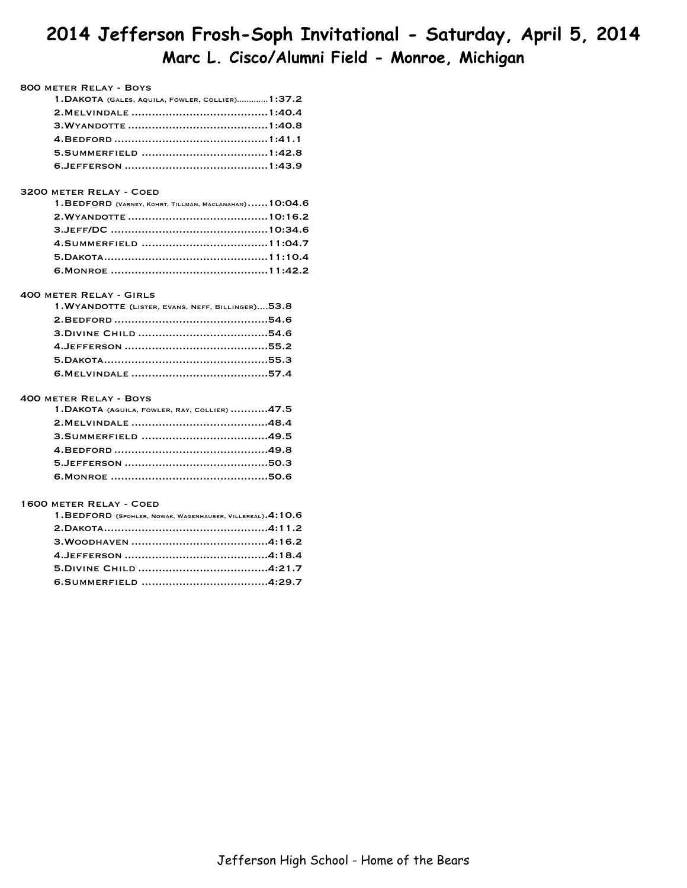# 2014 Jefferson Frosh-Soph Invitational - Saturday, April 5, 2014

## Marc L. Cisco/Alumni Field - Monroe, Michigan

### 800 meter Relay - Boys

1. Dakota (Gales, Aquila, Fowler, Collier)............1:37.2
2. Melvindale ........................................1:40.4
3. Wyandotte ........................................1:40.8
4. Bedford ............................................1:41.1
5. Summerfield ....................................1:42.8
6. Jefferson .........................................1:43.9

### 3200 meter Relay - Coed

1. Bedford (Varney, Kohrt, Tillman, Maclanahan)......10:04.6
2. Wyandotte ........................................10:16.2
3. Jeff/DC .............................................10:34.6
4. Summerfield ....................................11:04.7
5. Dakota...............................................11:10.4
6. Monroe .............................................11:42.2

### 400 meter Relay - Girls

1. Wyandotte (Lister, Evans, Neff, Billinger)....53.8
2. Bedford ............................................54.6
3. Divine Child .....................................54.6
4. Jefferson .........................................55.2
5. Dakota...............................................55.3
6. Melvindale .......................................57.4

### 400 meter Relay - Boys

1. Dakota (Aguila, Fowler, Ray, Collier) ...........47.5
2. Melvindale .......................................48.4
3. Summerfield ....................................49.5
4. Bedford ............................................49.8
5. Jefferson .........................................50.3
6. Monroe .............................................50.6

### 1600 meter Relay - Coed

1. Bedford (Spohler, Nowak, Wagenhauser, Villereal).4:10.6
2. Dakota...............................................4:11.2
3. Woodhaven .......................................4:16.2
4. Jefferson .........................................4:18.4
5. Divine Child .....................................4:21.7
6. Summerfield ....................................4:29.7

Jefferson High School - Home of the Bears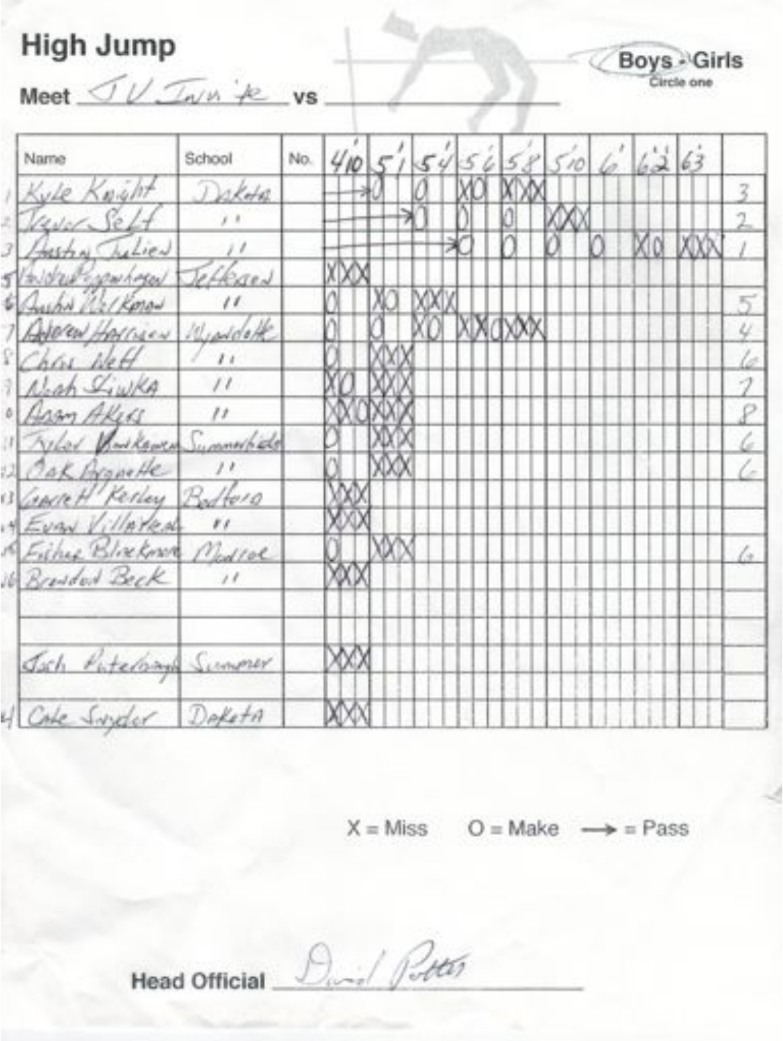# High Jump

Meet JV Invite vs ______

Boys - Girls (Circle one)

| | Name | School | No. | 4'10 | 5' | 5'4 | 5'6 | 5'8 | 5'10 | 6' | 6'2 | 6'3 | |
|---|---|---|---|---|---|---|---|---|---|---|---|---|---|
| 1 | Kyle Knight | Dakota | | → | O | O | XO | XXX | | | | | 3 |
| 2 | Trevor Self | " | | → | → | O | O | O | XXX | | | | 2 |
| 3 | Austin Julien | " | | → | → | O | O | O | O | XO | XXX | | 1 |
| 5 | Andrew Pappenhagen | Jefferson | | XXX | | | | | | | | | |
| 6 | Austin McKenna | " | | O | XO | XXX | | | | | | | 5 |
| 7 | Andrew Harrison | Wyandotte | | O | O | XO | XXO | XXX | | | | | 4 |
| 8 | Chris Neff | " | | O | XXX | | | | | | | | 6 |
| 9 | Noah Siwka | " | | XO | XXX | | | | | | | | 7 |
| 10 | Adam Akers | " | | XXO | XXX | | | | | | | | 8 |
| 11 | Tyler VanKannen | Summerfield | | O | XXX | | | | | | | | 6 |
| 12 | Zak Argnette | " | | O | XXX | | | | | | | | 6 |
| 13 | Garrett Kerley | Bedford | | XXX | | | | | | | | | |
| 14 | Evan Villarreal | " | | XXX | | | | | | | | | |
| 15 | Fisher Blackmore | Monroe | | O | XXX | | | | | | | | 6 |
| 16 | Brandon Beck | " | | XXX | | | | | | | | | |
| | | | | | | | | | | | | | |
| | | | | | | | | | | | | | |
| | Zach Puterbaugh | Summer | | XXX | | | | | | | | | |
| | | | | | | | | | | | | | |
| 4 | Cole Snyder | Dakota | | XXX | | | | | | | | | |

X = Miss  O = Make  → = Pass

Head Official David Potter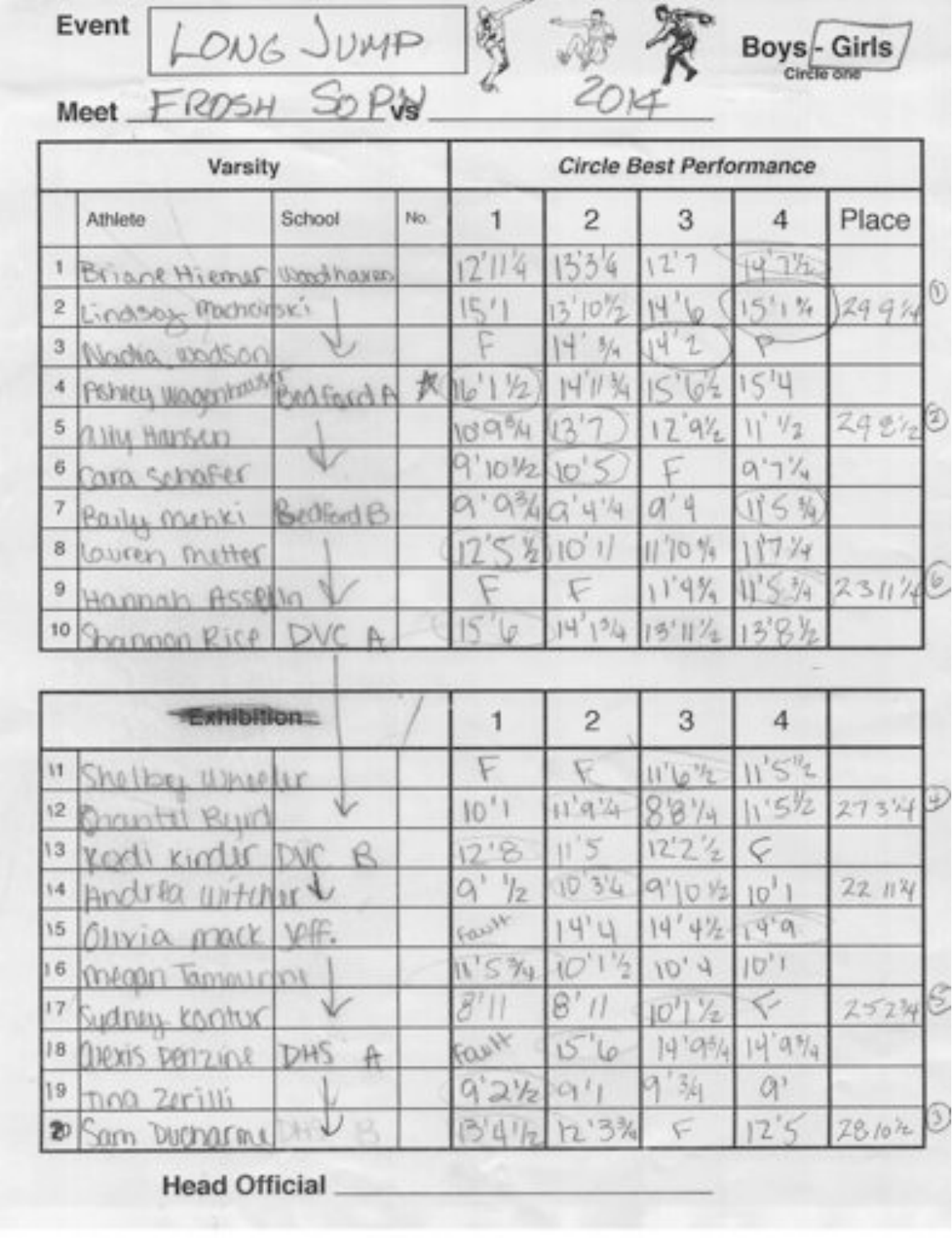**Event** LONG JUMP

**Boys - Girls** (Circle one)

**Meet** FROSH SOPH vs 2014

| | Varsity | | | Circle Best Performance | | | | |
|---|---|---|---|---|---|---|---|---|
| | Athlete | School | No. | 1 | 2 | 3 | 4 | Place |
| 1 | Briane Hiemer | Woodhaven | | 12'11¼ | 13'3¼ | 12'7 | 14'7½ | |
| 2 | Lindsay Machcinski | ↓ | | 15'1 | 13'10½ | 14'6 | 15'1¾ | 29 9¾ ① |
| 3 | Nadia Dodson | | | F | 14'¾ | 14'2 | P | |
| 4 | Ashley Wagenhauser | Bedford A | ★ | 16'1½ | 14'11¾ | 15'6½ | 15'4 | |
| 5 | Ally Hansen | ↓ | | 10'9¾ | 13'7 | 12'9½ | 11'½ | 24 8½ ② |
| 6 | Cara Schafer | | | 9'10½ | 10'5 | F | 9'7¼ | |
| 7 | Baily Menki | Bedford B | | 9'9¾ | 9'4¼ | 9'4 | 11'5¾ | |
| 8 | Lauren Metter | ↓ | | 12'5½ | 10'1 | 11'10¾ | 11'7¼ | |
| 9 | Hannah Assellin | ↓ | | F | F | 11'9¾ | 11'5¾ | 23 11¼ ⑥ |
| 10 | Shannon Rice | DVC A | | 15'6 | 14'1¾ | 13'11½ | 13'8½ | |

| | ~~Exhibition~~ | | | 1 | 2 | 3 | 4 | |
|---|---|---|---|---|---|---|---|---|
| 11 | Shelby Wheeler | | | F | F | 11'6½ | 11'5½ | |
| 12 | Chantel Byrd | ↓ | | 10'1 | 11'9¼ | 8'8¼ | 11'5½ | 27 3¼ ④ |
| 13 | Kodi Kinder | DVC B | | 12'8 | 11'5 | 12'2½ | F | |
| 14 | Andrea Witcher | ↓ | | 9'½ | 10'3¼ | 9'10½ | 10'1 | 22 11¾ |
| 15 | Olivia Mack | Jeff. | | Fault | 14'4 | 14'4½ | 14'9 | |
| 16 | Megan Tamburino | ↓ | | 11'5¾ | 10'1½ | 10'4 | 10'1 | |
| 17 | Sydney Kontur | ↓ | | 8'11 | 8'11 | 10'1½ | F | 25 2¾ ⑤ |
| 18 | Alexis Denzine | DHS A | | Fault | 15'6 | 14'9¾ | 14'9¾ | |
| 19 | Tina Zerilli | ↓ | | 9'2½ | 9'1 | 9'¾ | 9' | |
| 20 | Sam Ducharme | DHS B | | 13'4½ | 12'3¾ | F | 12'5 | 28 10½ ③ |

**Head Official** ______________________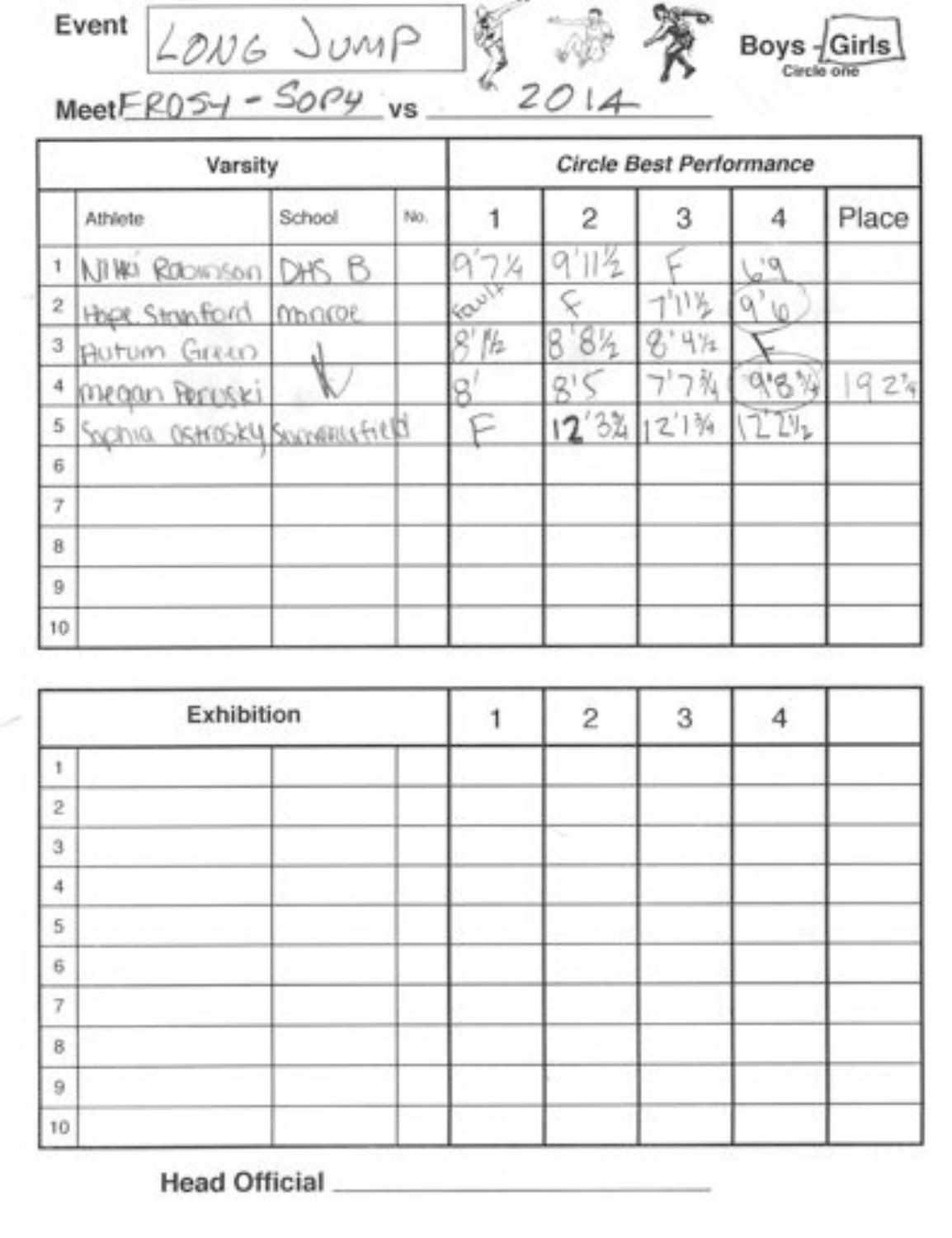Event: LONG JUMP

Boys - **Girls** (Circle one)

Meet: FROSY - SOPY vs 2014

| | Varsity | | | Circle Best Performance | | | | |
|---|---|---|---|---|---|---|---|---|
| | Athlete | School | No. | 1 | 2 | 3 | 4 | Place |
| 1 | Nikki Robinson | DHS B | | 9'7¼ | 9'11½ | F | 6'9 | |
| 2 | Hope Stanford | Monroe | | Foul | F | 7'11½ | 9'6 | |
| 3 | Autum Green | | | 8'1½ | 8'8½ | 8'4½ | F | |
| 4 | Megan Peruski | | | 8' | 8'5 | 7'7¾ | 9'8¾ | 19 2¾ |
| 5 | Sophia Ostrosky | Summerfield | | F | 12'3¾ | 12'1¾ | 12'2½ | |
| 6 | | | | | | | | |
| 7 | | | | | | | | |
| 8 | | | | | | | | |
| 9 | | | | | | | | |
| 10 | | | | | | | | |

| | Exhibition | | | 1 | 2 | 3 | 4 | |
|---|---|---|---|---|---|---|---|---|
| 1 | | | | | | | | |
| 2 | | | | | | | | |
| 3 | | | | | | | | |
| 4 | | | | | | | | |
| 5 | | | | | | | | |
| 6 | | | | | | | | |
| 7 | | | | | | | | |
| 8 | | | | | | | | |
| 9 | | | | | | | | |
| 10 | | | | | | | | |

**Head Official** ____________________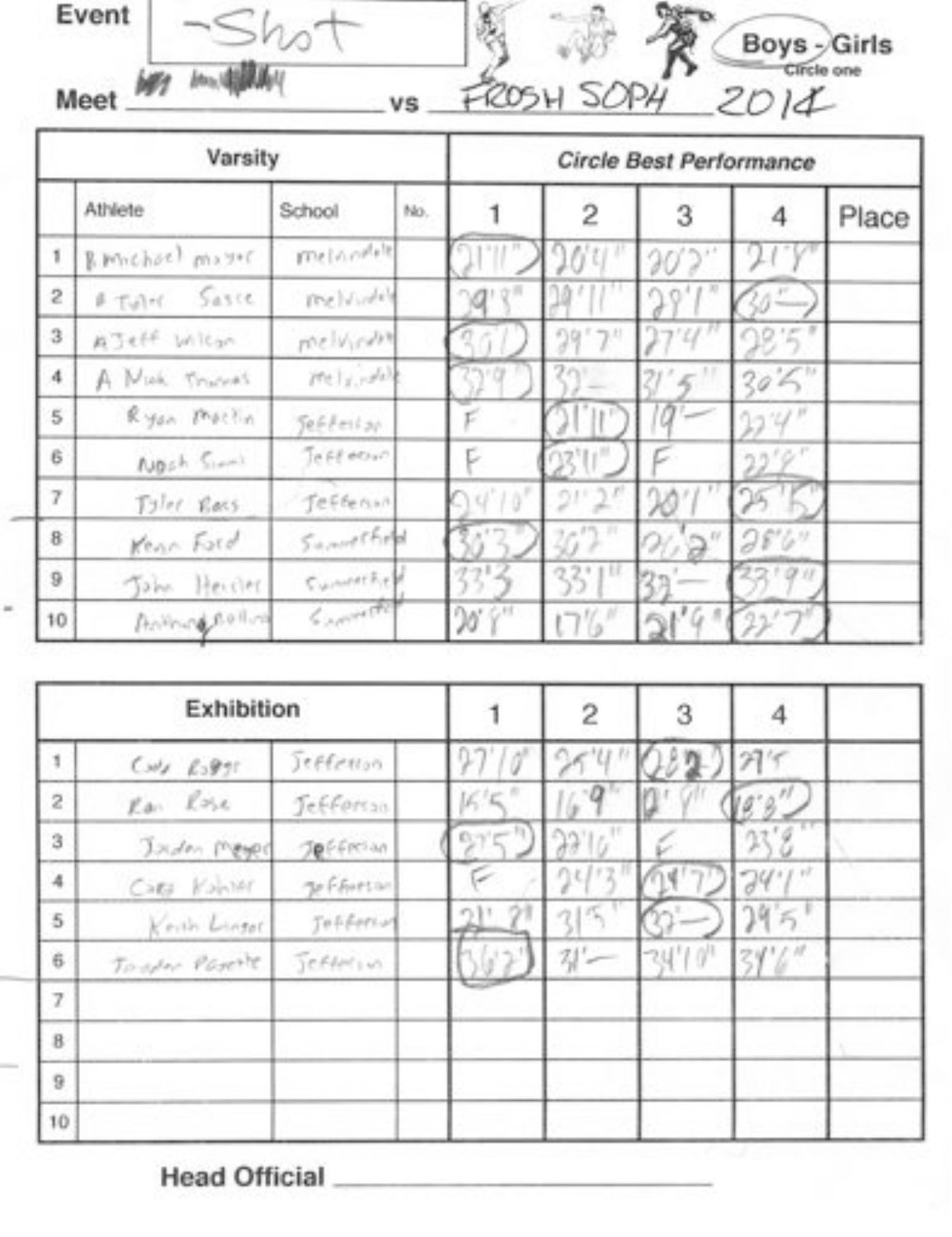**Event** Shot

**Boys** - Girls (Circle one)

**Meet** ~~[scribbled out]~~ vs FROSH SOPH 2014

| | Varsity | | | Circle Best Performance | | | | |
|---|---|---|---|---|---|---|---|---|
| | Athlete | School | No. | 1 | 2 | 3 | 4 | Place |
| 1 | B Michael Mayer | Melvindale | | (21'11") | 20'4" | 20'2" | 21'8" | |
| 2 | B Tyler Sasse | Melvindale | | 29'8" | 29'11" | 28'1" | (30'—) | |
| 3 | A Jeff Wilson | Melvindale | | (30'1) | 29'7" | 27'4" | 28'5" | |
| 4 | A Mick Thomas | Melvindale | | (32'9") | 32'— | 31'5" | 30'5" | |
| 5 | Ryan Martin | Jefferson | | F | (21'11") | 19'— | 22'4" | |
| 6 | Noah Simms | Jefferson | | F | (23'11") | F | 22'8" | |
| 7 | Tyler Bass | Jefferson | | 24'10" | 21'2" | 20'1" | (25'5") | |
| 8 | Kevin Ford | Summerfield | | (30'3") | 30'2" | 26'8" | 28'6" | |
| 9 | John Hessler | Summerfield | | 33'3 | 33'1" | 32'— | (33'9") | |
| 10 | Anthony Rollins | Summerfield | | 20'8" | 17'6" | 21'9" | (22'7") | |

| | Exhibition | | | 1 | 2 | 3 | 4 | |
|---|---|---|---|---|---|---|---|---|
| 1 | Cody Rogers | Jefferson | | 27'10" | 25'4" | (28'2") | 27'5" | |
| 2 | Ran Rose | Jefferson | | 15'5" | 16'9" | 12'9" | (18'8") | |
| 3 | Jaden Meyer | Jefferson | | (27'5") | 22'10" | F | 23'8" | |
| 4 | Cory Kohler | Jefferson | | F | 24'3" | (24'7") | 24'1" | |
| 5 | Keith Linger | Jefferson | | 21'2" | 31'5" | (32'—) | 29'5" | |
| 6 | Jordan Payette | Jefferson | | (36'2") | 31'— | 34'10" | 34'6" | |
| 7 | | | | | | | | |
| 8 | | | | | | | | |
| 9 | | | | | | | | |
| 10 | | | | | | | | |

**Head Official** ______________________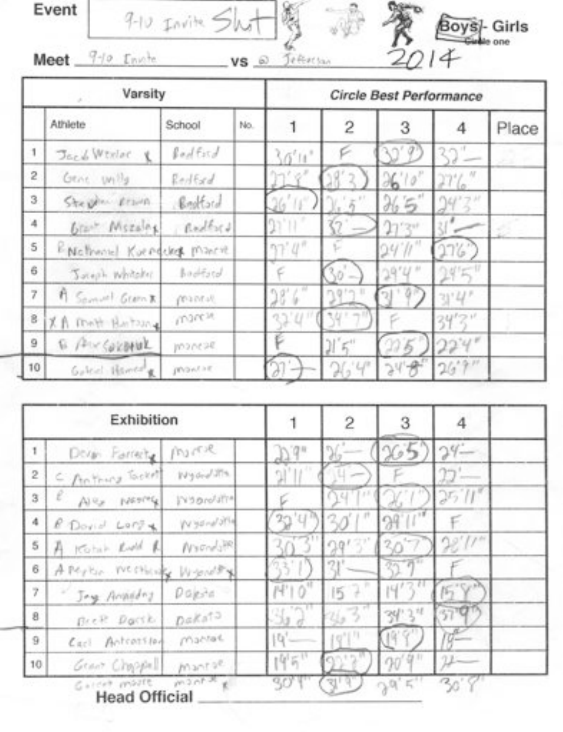**Event** 9-10 Invite Shot

**Boys** - Girls (Circle one)

**Meet** 9-10 Invite **vs** @ Jefferson 2014

| | Varsity | | | Circle Best Performance | | | | |
|---|---|---|---|---|---|---|---|---|
| | Athlete | School | No. | 1 | 2 | 3 | 4 | Place |
| 1 | Jacob Wexler x | Bedford | | 30'11" | F | (32'9") | 32'— | |
| 2 | Gene Willy | Bedford | | 27'8" | (28'3") | 26'10" | 27'6" | |
| 3 | Stephen Brown | Bedford | | (26'11") | 26'5" | 26'5" | 24'3" | |
| 4 | Grant Mszalek | Bedford | | 27'11" | (32'—) | 27'3" | 31'— | |
| 5 | R Nathaniel Koenecke | Monroe | | 27'4" | F | 24'11" | (27'6") | |
| 6 | Joseph Whitaker | Bedford | | F | (30'—) | 29'4" | 29'5" | |
| 7 | A Samuel Green x | Monroe | | 28'6" | 29'2" | (31'9") | 31'4" | |
| 8 | X A Matt Hutson x | Monroe | | 32'4" | (34'7") | F | 34'3" | |
| 9 | R Alex Sokoluk | Monroe | | F | 21'5" | (22'5") | 22'4" | |
| 10 | Gabriel Hamed x | Monroe | | (27'—) | 26'4" | 24'8" | 26'9" | |

| | Exhibition | | | 1 | 2 | 3 | 4 | |
|---|---|---|---|---|---|---|---|---|
| 1 | Devon Farrett x | Monroe | | 22'9" | 26'— | (26'5") | 24'— | |
| 2 | C Anthony Tackett | Wyandotte | | 21'11" | (24'—) | F | 22'— | |
| 3 | R Alex Moore x | Wyandotte | | F | 24'1" | (26'1") | 25'11" | |
| 4 | R David Lantz x | Wyandotte | | (32'4") | 30'1" | 29'11" | F | |
| 5 | A Kotah Reed R | Wyandotte | | 30'3" | 29'3" | (30'7") | 28'11" | |
| 6 | A Peyton Westbrook x | Wyandotte x | | (33'1") | 31'— | 32'7" | F | |
| 7 | Jay Amadny | Dakota | | 14'10" | 15'7" | 14'3" | (15'8") | |
| 8 | Brett Dorsk | Dakota | | 36'2" | 36'3" | 34'3" | (37'9") | |
| 9 | Carl Antcorsion | Monroe | | 19'— | 19'1" | (19'9") | 19'— | |
| 10 | Grant Chappell | Monroe | | 19'5" | (22'2") | 20'9" | 22'— | |
| | Garrett Moore | Monroe x | | 30'4" | (31'9") | 29'5" | 30'8" | |

**Head Official** ______________________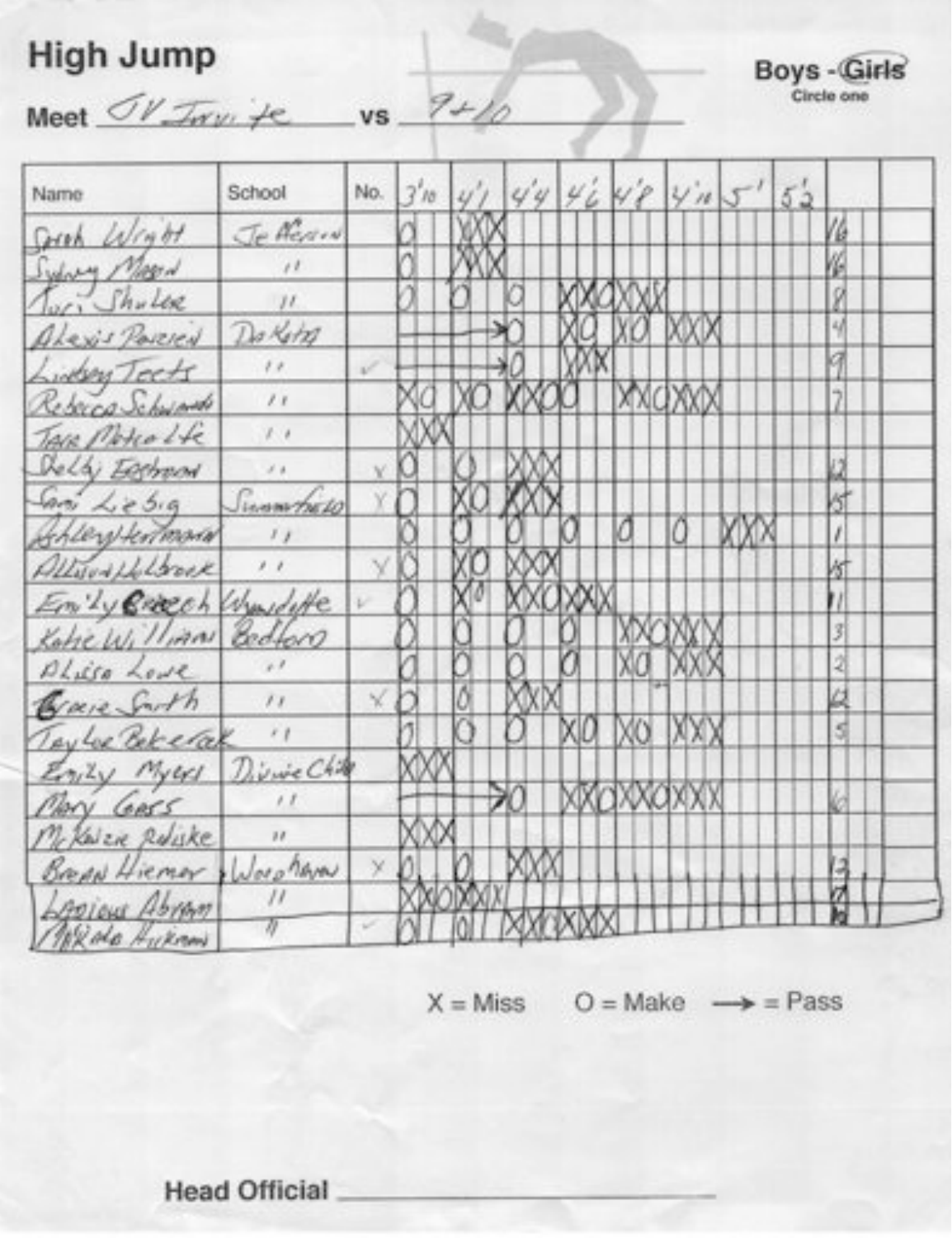# High Jump

**Meet** JV Invite **vs** 9+10

**Boys - Girls** (Girls circled)

| Name | School | No. | 3'10 | 4'1 | 4'4 | 4'6 | 4'8 | 4'10 | 5' | 5'2 | |
|---|---|---|---|---|---|---|---|---|---|---|---|
| Sarah Wright | Jefferson | | O | XXX | | | | | | | 16 |
| Sydney Mason | " | | O | XXX | | | | | | | 16 |
| Tori Shuler | " | | O | O | O | XXO | XXX | | | | 8 |
| Alexis Pavreid | Dakota | | → | → | O | XO | XO | XXX | | | 4 |
| Lindsey Teets | " | ✓ | → | → | O | XXX | | | | | 9 |
| Rebecca Schwandt | " | | XO | XO | XXO | O | XXO | XXX | | | 7 |
| Tara Metcalfe | " | | XXX | | | | | | | | |
| Shelby Eastman | " | X | O | O | XXX | | | | | | 12 |
| Sam Liebig | Summerfield | X | O | XO | XXX | | | | | | 15 |
| Ashley Hartmann | " | | O | O | O | O | O | O | XXX | | 1 |
| Allison Holbrook | " | X | O | XO | XXX | | | | | | 15 |
| Emily Creech | Whiteford | ✓ | O | XO | XXO | XXX | | | | | 11 |
| Katie Williams | Bedford | | O | O | O | O | XXO | XXX | | | 3 |
| Alissa Love | " | | O | O | O | O | XO | XXX | | | 2 |
| Gracie Smith | " | X | O | O | XXX | | | | | | 12 |
| Taylor Bekerak | " | | O | O | O | XO | XO | XXX | | | 5 |
| Emily Myers | Divine Child | | XXX | | | | | | | | |
| Mary Gass | " | | → | → | O | XXO | XXO | XXX | | | 6 |
| McKenzie Paliske | " | | XXX | | | | | | | | |
| Brean Hiemer | Woodhaven | X | O | O | XXX | | | | | | 13 |
| Lacious Abram | " | | XXO | XXX | | | | | | | 14 |
| Makala Hickman | " | ✓ | O | O | XXO | XXX | | | | | 10 |

X = Miss   O = Make   → = Pass

**Head Official** ______________________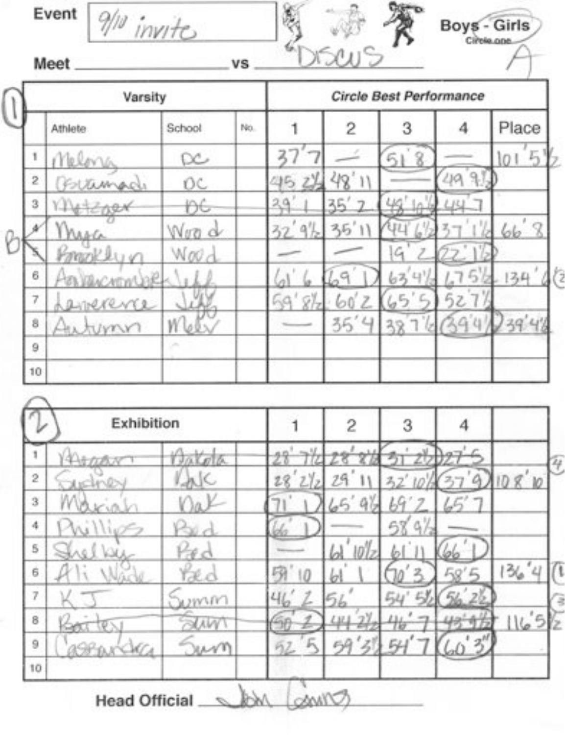Event: 9/10 invite

Meet ____________ vs DISCUS

**Boys - Girls** (Circle one)

A

## (1) Varsity

| | Athlete | School | No. | 1 | 2 | 3 | 4 | Place |
|---|---|---|---|---|---|---|---|---|
| 1 | Melony | DC | | 37' 7 | — | (51' 8) | — | 101' 5½ |
| 2 | Osuamadi | DC | | 45' 2½ | 48' 11 | — | (49' 9½) | |
| 3 | ~~Metzger~~ | ~~DC~~ | | ~~39' 1~~ | ~~35' 2~~ | ~~(43' 10½)~~ | ~~44' 7~~ | |
| 4 | Myra | Wood | | 32' 9½ | 35' 11 | (44' 6½) | 37' 1½ | 66' 8 |
| 5 | Brooklyn | Wood | | — | — | 19' 2 | (22' 1½) | |
| 6 | Abercrombie | Jeff | | 61' 6 | (69' 1) | 63' 4½ | 67' 5½ | 134' 6 (2) |
| 7 | Lawerence | Jeff | | 59' 8½ | 60' 2 | (65' 5) | 52' 7½ | |
| 8 | Autumn | Melv | | — | 35' 4 | 38' 7½ | (39' 4½) | 39' 4½ |
| 9 | | | | | | | | |
| 10 | | | | | | | | |

B (rows 4–5)

## (2) Exhibition

| | Athlete | School | No. | 1 | 2 | 3 | 4 | |
|---|---|---|---|---|---|---|---|---|
| 1 | ~~Morgan~~ | ~~Dakota~~ | | ~~28' 7½~~ | ~~28' 8½~~ | ~~(31' 2½)~~ | ~~27' 5~~ | (4) |
| 2 | Sydney | Dak | | 28' 2½ | 29' 11 | 32' 10½ | (37' 9) | 108' 10 |
| 3 | Mariah | Dak | | (71' 1) | 65' 9½ | 69' 2 | 65' 7 | |
| 4 | Phillips | Bed | | (66' 1) | — | 58' 9½ | — | |
| 5 | Shelby | Bed | | — | 61' 10½ | 61' 11 | (66' 1) | |
| 6 | Ali Wade | Bed | | 59' 10 | 61' 1 | (70' 3) | 58' 5 | 136' 4 (1) |
| 7 | K J | Summ | | 46' 2 | 56' | 54' 5½ | (56' 2½) | (3) |
| 8 | ~~Bailey~~ | ~~Sum~~ | | ~~(50' 2)~~ | ~~44' 2½~~ | ~~46' 7~~ | ~~43' 9½~~ | 116' 5½ |
| 9 | Cassandra | Sum | | 52' 5 | 59' 3½ | 54' 7 | (60' 3") | |
| 10 | | | | | | | | |

Head Official: John Cummings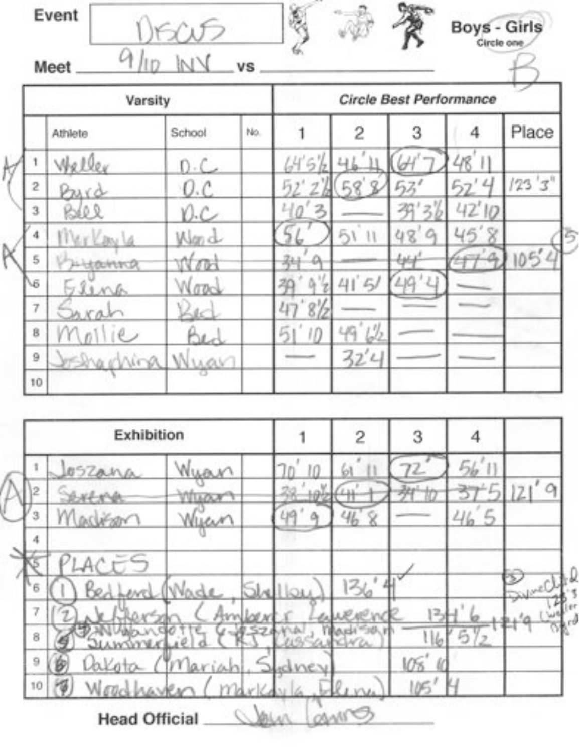Event: Discus

Meet: 9/10 INV vs ___

Boys - Girls (Circle one): B

| | Athlete | School | No. | 1 | 2 | 3 | 4 | Place |
|---|---|---|---|---|---|---|---|---|
| **Varsity** | | | | ***Circle Best Performance*** | | | | |
| 1 | Weller | D.C | | 64'5½ | 46'11 | (64'7) | 48'11 | |
| 2 | Byrd | D.C | | 52'2½ | (58'8) | 53' | 52'4 | 123'3" |
| 3 | Bell | D.C | | 40'3 | — | 39'3½ | 42'10 | |
| 4 | Markayla | Wood | | (56') | 51'11 | 48'9 | 45'8 | (5) |
| 5 | ~~Bryanna~~ | ~~Wood~~ | | ~~34'9~~ | — | ~~44'~~ | ~~(47'9)~~ | 105'4 |
| 6 | Elena | Wood | | 39'9½ | 41'5 | (49'4) | — | |
| 7 | Sarah | Bed | | 47'8½ | — | — | — | |
| 8 | Mollie | Bed | | 51'10 | 49'6½ | — | — | |
| 9 | Joshaphina | Wyan | | — | 32'4 | — | — | |
| 10 | | | | | | | | |

| | Exhibition | | | 1 | 2 | 3 | 4 | |
|---|---|---|---|---|---|---|---|---|
| 1 | Joszana | Wyan | | 70'10 | 61'11 | (72') | 56'11 | |
| 2 | ~~Serena~~ | ~~Wyan~~ | | ~~38'10½~~ | ~~(41'1)~~ | ~~39'10~~ | ~~37'5~~ | 121'9 |
| 3 | Madison | Wyan | | (49'9) | 46'8 | — | 46'5 | |
| 4 | | | | | | | | |
| 5 | PLACES | | | | | | | |
| 6 | (1) Bedford (Wade, Shelley) | | | | 136'4 ✓ | | | |
| 7 | (2) Jefferson (Amber, Lawrence) | | | | | | 134'6 | |
| 8 | (3) Wyandotte (Joszana, Madison) / (4) Summerfield (RJ, Cassandra) | | | | | | 116'5½ | 121'9 |
| 9 | (6) Dakota (Mariah, Sydney) | | | | | 108'10 | | |
| 10 | (7) Woodhaven (Markayla, Elena) | | | | | 105'4 | | |

(5) Divine Child 123'3 (Weller, Byrd)

Head Official: John Cannes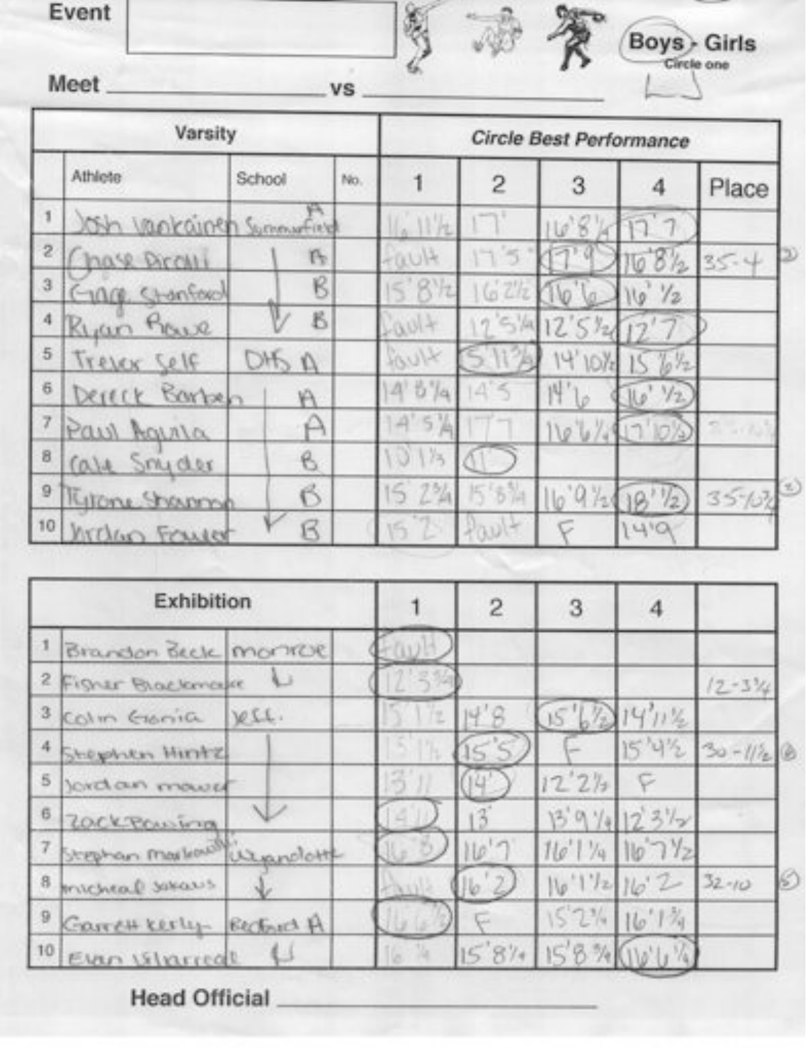Event

Meet ______________ vs ______________

Boys - Girls (Circle one)

| | Varsity | | | Circle Best Performance | | | | |
|---|---|---|---|---|---|---|---|---|
| | Athlete | School | No. | 1 | 2 | 3 | 4 | Place |
| 1 | Josh Vankainen | Summerfield | A | 16' 11½ | 17' | 16'8¼ | 17'7 | |
| 2 | Chase Pirolli | ↓ | B | fault | 17'5 | 17'9 | 16'8½ | 35-4 ② |
| 3 | Gage Stanford | | B | 15'8½ | 16'2½ | 16'6 | 16' ½ | |
| 4 | Ryan Rowe | | B | fault | 12'5¼ | 12'5½ | 12'7 | |
| 5 | Trevor Self | DHS | A | fault | 5'11½ | 14'10½ | 15'6½ | |
| 6 | Dereck Barben | | A | 14'8¼ | 14'5 | 14'6 | 16' ½ | |
| 7 | Paul Aguila | | A | 14'5¼ | 17'7 | 16'6¼ | 17'10½ | |
| 8 | Cale Snyder | | B | 10'1½ | 11' | | | |
| 9 | Tyrone Shannon | | B | 15'2¾ | 15'8¾ | 16'9½ | 18'½ | 35-10½ ③ |
| 10 | Jordan Fowler | ↓ | B | 15'2 | fault | F | 14'9 | |

| | Exhibition | | 1 | 2 | 3 | 4 | |
|---|---|---|---|---|---|---|---|
| 1 | Brandon Beck | Monroe | fault | | | | |
| 2 | Fisher Blackmore | ↓ | 12'3¾ | | | | 12-3¾ |
| 3 | Colin Gonia | Jeff. | 15'1½ | 14'8 | 15'6½ | 14'11½ | |
| 4 | Stephen Hintz | ↓ | 15'1½ | 15'5 | F | 15'4½ | 30-11½ ⑥ |
| 5 | Jordan Mower | | 13'11 | 14' | 12'2½ | F | |
| 6 | Zack Pawing | ↓ | 14'11 | 13' | 13'9¼ | 12'3½ | |
| 7 | Stephan Markowski | Wyandotte | 16'8 | 16'7 | 16'1¼ | 16'7½ | |
| 8 | Micheal Jakaus | ↓ | fault | 16'2 | 16'1½ | 16'2 | 32-10 ⑤ |
| 9 | Garrett Kerly | Bedford A | 16'6½ | F | 15'2¼ | 16'1¾ | |
| 10 | Evan Villarreal | ↓ | 16'¼ | 15'8¼ | 15'8¾ | 16'6¼ | |

Head Official ______________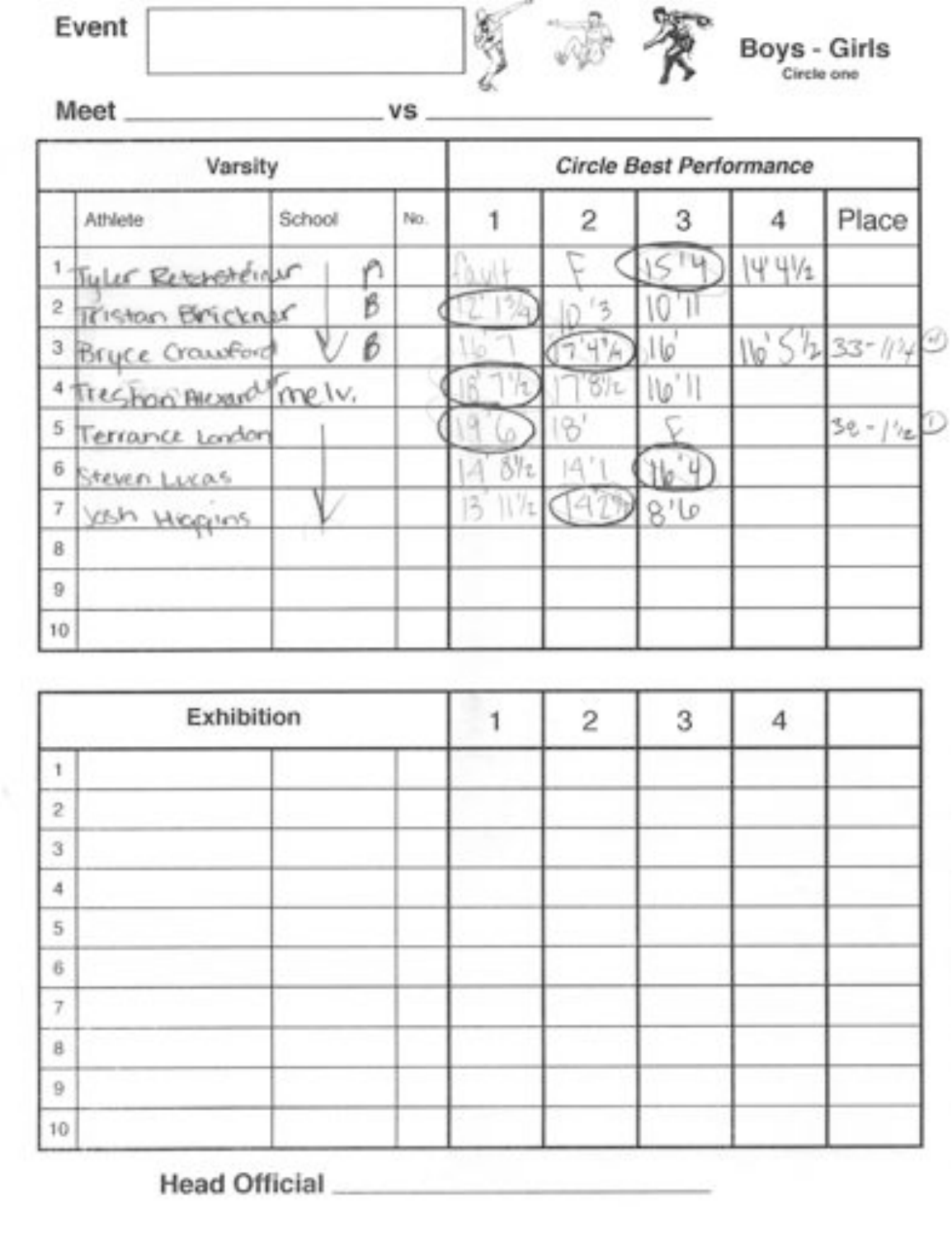**Event** 

**Boys - Girls**
Circle one

**Meet** ____________________ **vs** ____________________

| Varsity | | | | *Circle Best Performance* | | | | |
|---|---|---|---|---|---|---|---|---|
| | Athlete | School | No. | 1 | 2 | 3 | 4 | Place |
| 1 | Tyler Retchsteiner | A | | fault | F | 15'4 | 14'4½ | |
| 2 | Tristan Brickner | B | | 12'1¾ | 10'3 | 10'11 | | |
| 3 | Bryce Crawford | B | | 16'7 | 17'4¼ | 16' | 16'5½ | 33-11¼ (4) |
| 4 | Treshon Alexander | Melv. | | 18'7½ | 17'8½ | 16'11 | | |
| 5 | Terrance London | | | 19'6 | 18' | F | | 38-1½ (1) |
| 6 | Steven Lucas | | | 14'8½ | 14'1 | 16'4 | | |
| 7 | Josh Higgins | | | 13'11½ | 14'2¾ | 8'6 | | |
| 8 | | | | | | | | |
| 9 | | | | | | | | |
| 10 | | | | | | | | |

| Exhibition | | | | 1 | 2 | 3 | 4 | |
|---|---|---|---|---|---|---|---|---|
| 1 | | | | | | | | |
| 2 | | | | | | | | |
| 3 | | | | | | | | |
| 4 | | | | | | | | |
| 5 | | | | | | | | |
| 6 | | | | | | | | |
| 7 | | | | | | | | |
| 8 | | | | | | | | |
| 9 | | | | | | | | |
| 10 | | | | | | | | |

**Head Official** ____________________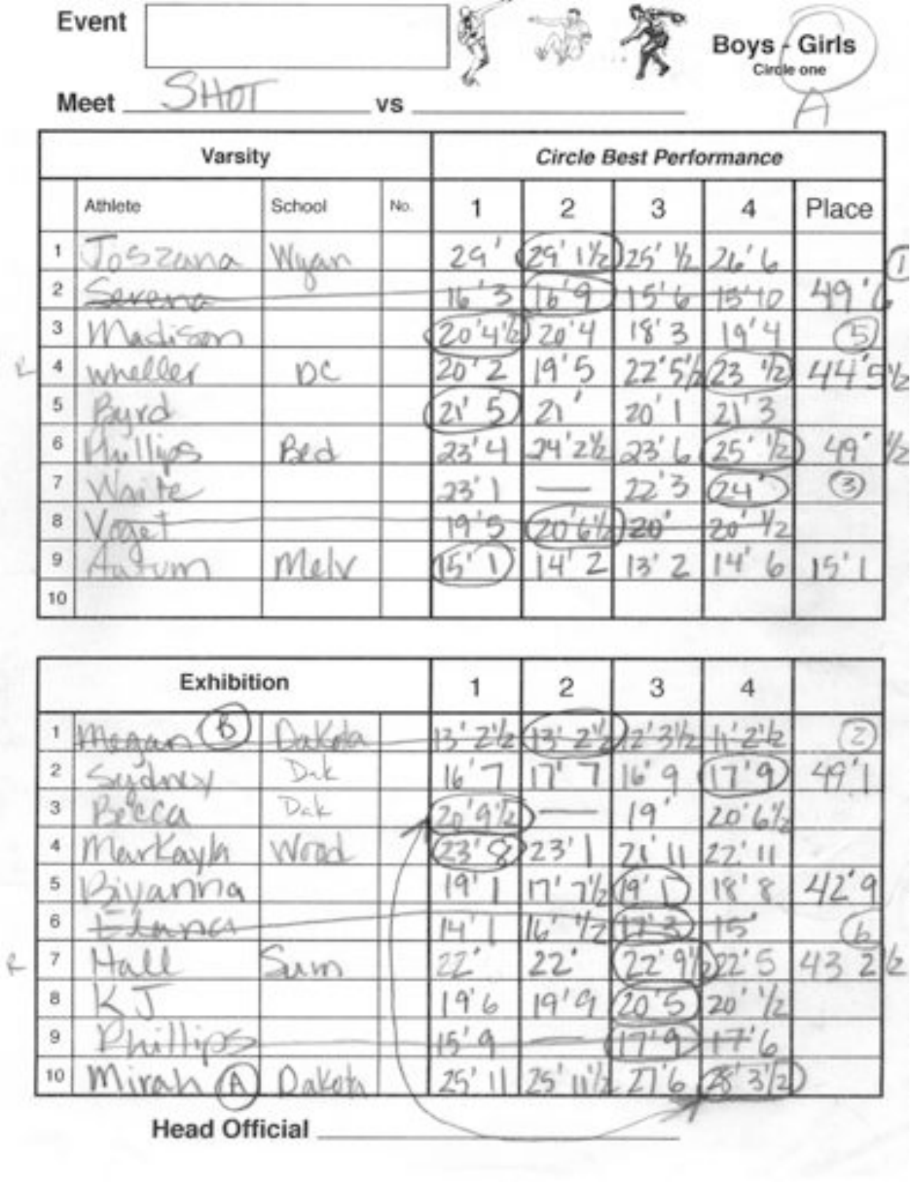**Event** 

**Meet** SHOT **vs** 

**Boys - Girls** (Circle one)

| | Varsity | | | Circle Best Performance | | | | |
|---|---|---|---|---|---|---|---|---|
| | Athlete | School | No. | 1 | 2 | 3 | 4 | Place |
| 1 | Joszana | Wyan | | 29' | 29' 1½ | 25' ½ | 26' 6 | 1 |
| 2 | ~~Severa~~ | | | ~~16' 3~~ | ~~16' 9~~ | ~~15' 6~~ | ~~15' 10~~ | 49' 6 |
| 3 | Madison | | | 20' 4½ | 20' 4 | 18' 3 | 19' 4 | 5 |
| 4 | wheller | DC | | 20' 2 | 19' 5 | 22' 5½ | 23' ½ | 44' 5½ |
| 5 | Byrd | | | 21' 5 | 21' | 20' 1 | 21' 3 | |
| 6 | Phillips | Bed | | 23' 4 | 24' 2½ | 23' 6 | 25' ½ | 49' ½ |
| 7 | Waite | | | 23' 1 | — | 22' 3 | 24' | 3 |
| 8 | ~~Vogel~~ | | | ~~19' 5~~ | ~~20' 6½~~ | ~~20'~~ | ~~20' ½~~ | |
| 9 | Autum | Melv | | 15' 1 | 14' 2 | 13' 2 | 14' 6 | 15' 1 |
| 10 | | | | | | | | |

| | Exhibition | | | 1 | 2 | 3 | 4 | |
|---|---|---|---|---|---|---|---|---|
| 1 | ~~Megan (B)~~ | ~~Dakota~~ | | ~~13' 2½~~ | ~~13' 2½~~ | ~~12' 3½~~ | ~~11' 2½~~ | 2 |
| 2 | Sydney | Dak | | 16' 7 | 17' 7 | 16' 9 | 17' 9 | 49' 1 |
| 3 | Becca | Dak | | 20' 9½ | — | 19' | 20' 6½ | |
| 4 | MarKayla | Wood | | 23' 8 | 23' 1 | 21' 11 | 22' 11 | |
| 5 | Biyanna | | | 19' 1 | 17' 7½ | 19' 1 | 18' 8 | 42' 9 |
| 6 | ~~Elana~~ | | | ~~14' 1~~ | ~~16' ½~~ | ~~17' 3~~ | ~~15'~~ | 6 |
| 7 | Hall | Sum | | 22' | 22' | 22' 9½ | 22' 5 | 43' 2½ |
| 8 | KJ | | | 19' 6 | 19' 9 | 20' 5 | 20' ½ | |
| 9 | ~~Phillips~~ | | | ~~15' 9~~ | — | ~~17' 9~~ | ~~17' 6~~ | |
| 10 | Mirah (A) | Dakota | | 25' 11 | 25' 11½ | 27' 6 | 28' 3½ | |

**Head Official**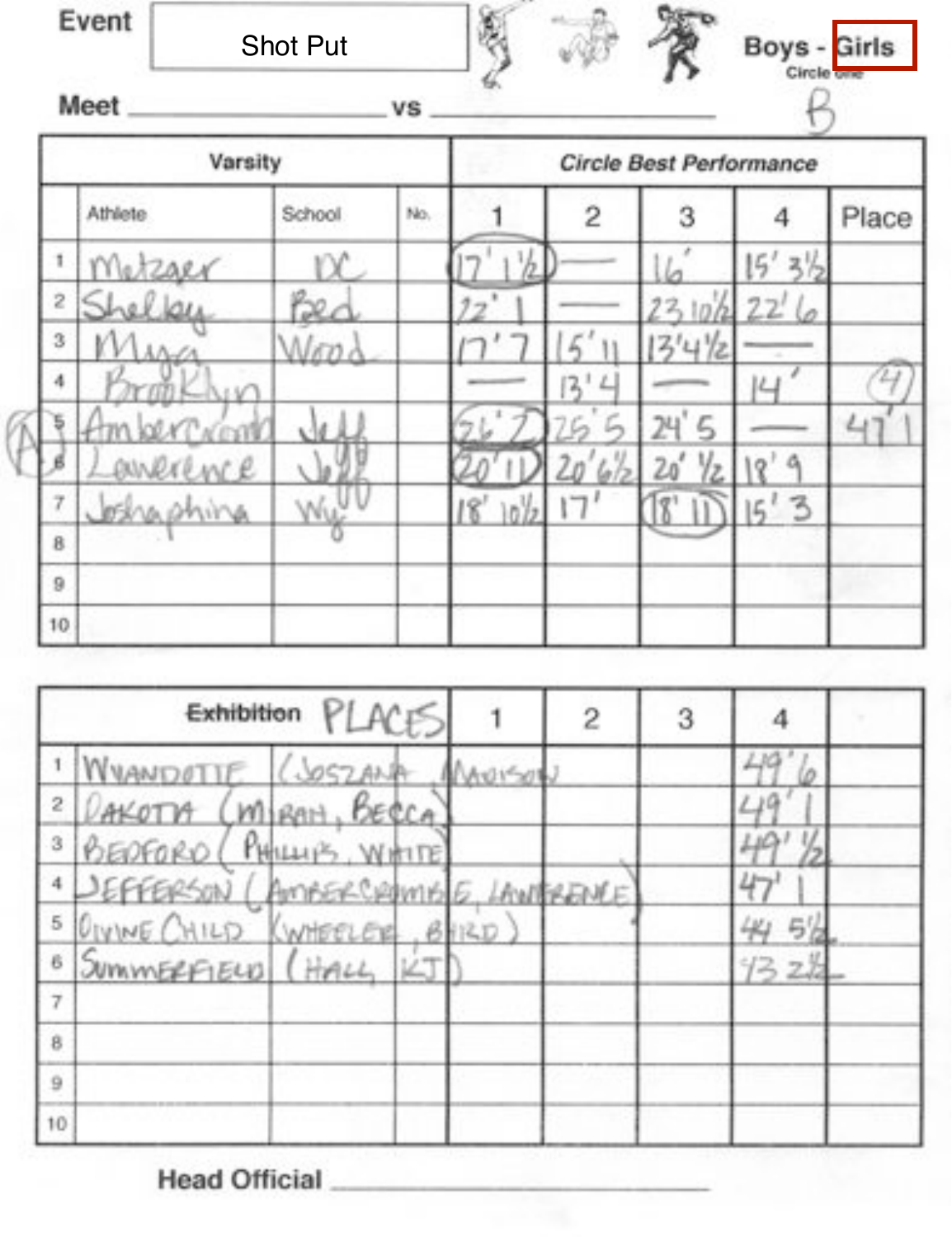**Event:** Shot Put

**Boys - Girls** (Circle one) B

**Meet** ____________________ vs ____________________

| | Varsity | | | Circle Best Performance | | | | |
|---|---|---|---|---|---|---|---|---|
| | Athlete | School | No. | 1 | 2 | 3 | 4 | Place |
| 1 | Metzger | DC | | 17' 1½ | — | 16' | 15' 3½ | |
| 2 | Shelley | Bed | | 22' 1 | — | 23 10½ | 22' 6 | |
| 3 | Miya | Wood | | 17' 7 | 15' 11 | 13' 4½ | — | |
| 4 | Brooklyn | | | — | 13' 4 | — | 14' | (4) |
| 5 | (A) Ambercrombi | Jeff | | 26' 7 | 25' 5 | 24' 5 | — | 47' 1 |
| 6 | Lawerence | Jeff | | 20' 11 | 20' 6½ | 20' ½ | 18' 9 | |
| 7 | Joshaphina | Wy | | 18' 10½ | 17' | 18' 11 | 15' 3 | |
| 8 | | | | | | | | |
| 9 | | | | | | | | |
| 10 | | | | | | | | |

| | Exhibition PLACES | | | 1 | 2 | 3 | 4 | |
|---|---|---|---|---|---|---|---|---|
| 1 | WYANDOTTE | (JOSZANA, MADISON) | | | | | 49' 6 | |
| 2 | DAKOTA | (MIRAH, BECCA) | | | | | 49' 1 | |
| 3 | BEDFORD | (PHILLIPS, WHITE) | | | | | 49' ½ | |
| 4 | JEFFERSON | (AMBERCROMBIE, LAWRENCE) | | | | | 47' 1 | |
| 5 | DIVINE CHILD | (WHEELER, BIRD) | | | | | 44 5½ | |
| 6 | SUMMERFIELD | (HALL, KJ) | | | | | 43 2½ | |
| 7 | | | | | | | | |
| 8 | | | | | | | | |
| 9 | | | | | | | | |
| 10 | | | | | | | | |

**Head Official** ____________________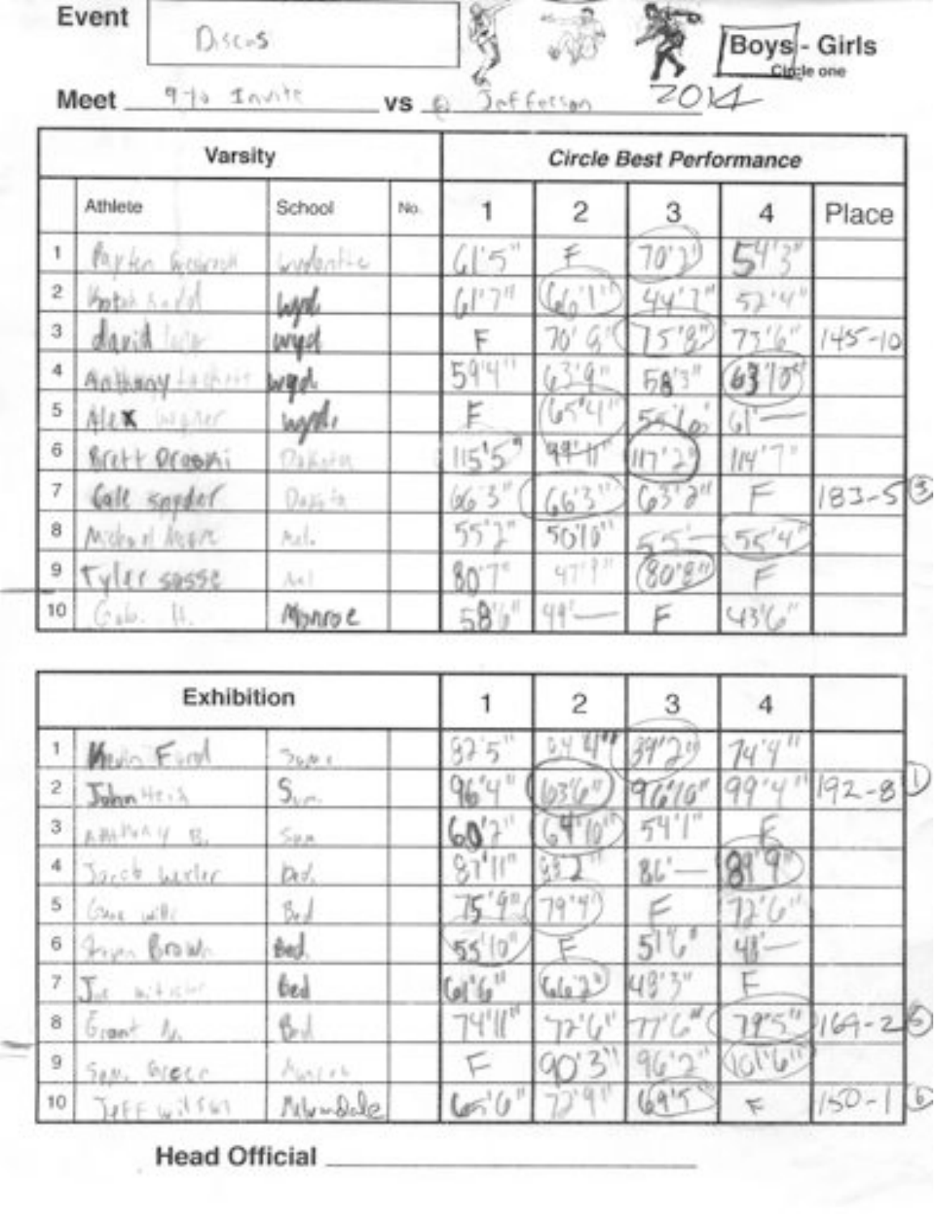**Event:** Discus

**Boys** - Girls (Circle one)

**Meet** 9 to Invite **vs** @ Jefferson 2014

| | Varsity | | | *Circle Best Performance* | | | | |
|---|---|---|---|---|---|---|---|---|
| | Athlete | School | No. | 1 | 2 | 3 | 4 | Place |
| 1 | Payton Gearoll | Winfield | | 61'5" | F | 70'2" | 54'3" | |
| 2 | Kaleb Sadd | Wyd | | 61'7" | 66'1" | 44'7" | 52'4" | |
| 3 | david | wyd | | F | 70'6" | 75'8" | 73'6" | 145-10 |
| 4 | Anthony | wyd | | 59'4" | 63'9" | 58'3" | 63'10" | |
| 5 | Alex | wyd | | F | 65'4" | 54'6" | 61'— | |
| 6 | Brett Dreami | Dakota | | 115'5" | 99'11" | 117'2" | 114'7" | |
| 7 | Cole snyder | Dakota | | 66'3" | 66'3" | 63'2" | F | 183-5 (3) |
| 8 | Michael | Mel. | | 55'2" | 50'10" | 55'— | 55'4" | |
| 9 | Tyler sasse | Mel | | 80'7" | 47'7" | 80'8" | F | |
| 10 | Gabe H. | Monroe | | 58'6" | 44'— | F | 43'6" | |

| | Exhibition | | | 1 | 2 | 3 | 4 | |
|---|---|---|---|---|---|---|---|---|
| 1 | Kevin Ford | Sum. | | 87'5" | 84'4" | 89'2" | 74'4" | |
| 2 | John Heck | Sum. | | 96'4" | 63'6" | 96'10" | 99'4" | 192-8 (1) |
| 3 | Anthony B. | Sum. | | 60'7" | 64'10" | 54'1" | F | |
| 4 | Jacob weiler | Bed. | | 87'11" | 93'2" | 86'— | 89'9" | |
| 5 | Gage wills | Bed | | 75'9" | 79'4" | F | 72'6" | |
| 6 | Bryan Brown | Bed. | | 55'10" | F | 51'6" | 48'— | |
| 7 | Joe | Bed | | 61'6" | 66'2" | 48'3" | F | |
| 8 | Grant | Bed | | 74'11" | 72'6" | 77'6" | 79'5" | 164-2 (5) |
| 9 | Sam Greer | Marion | | F | 90'3" | 96'2" | 101'6" | |
| 10 | Jeff wilson | Milwardale | | 65'6" | 72'9" | 69'5" | F | 150-1 (6) |

**Head Official** ______________________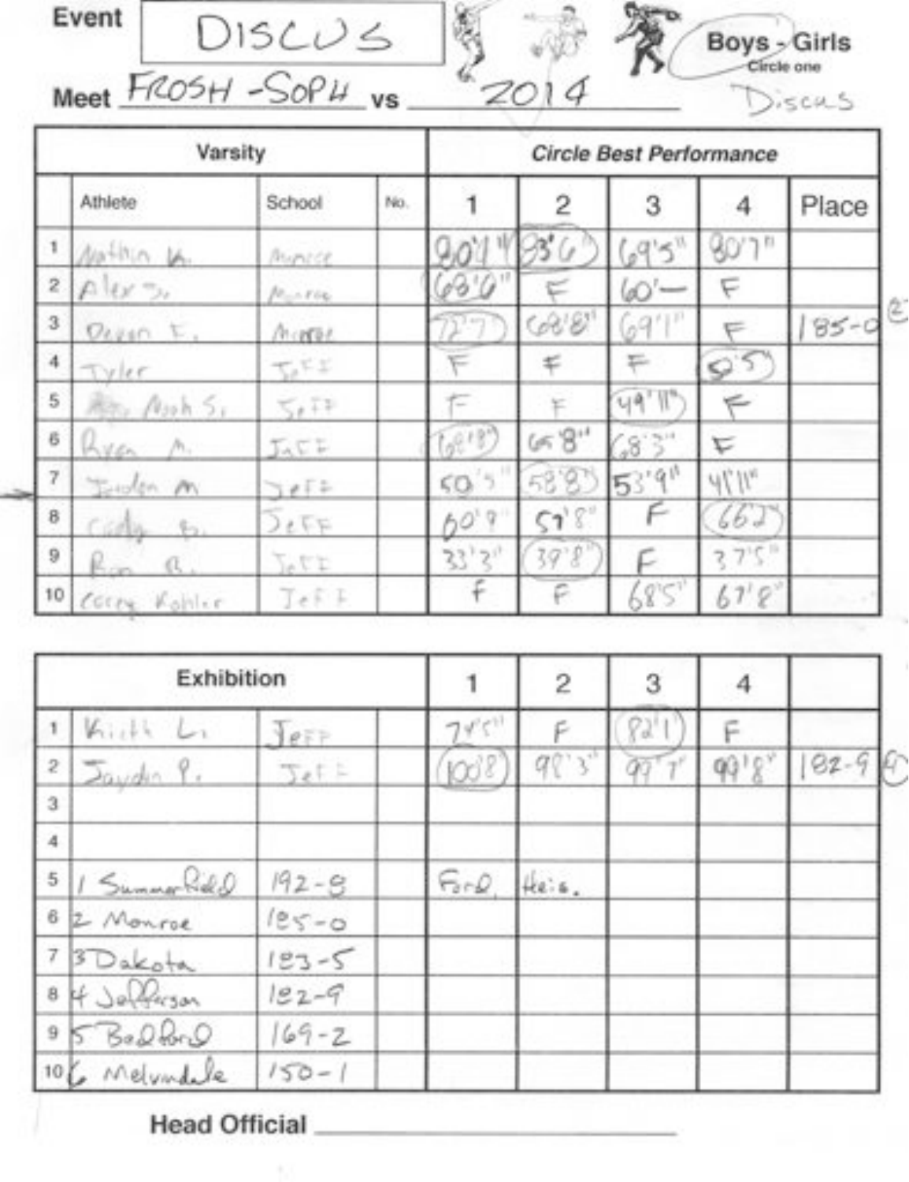Event: DISCUS

Boys - Girls (Circle one) — Discus

Meet: FROSH - SOPH vs 2014

| | Varsity | | | Circle Best Performance | | | | |
|---|---|---|---|---|---|---|---|---|
| | Athlete | School | No. | 1 | 2 | 3 | 4 | Place |
| 1 | Nathan K. | Monroe | | 80'4" | 83'6" | 69'5" | 80'7" | |
| 2 | Alex S. | Monroe | | 68'6" | F | 60'— | F | |
| 3 | Devon F. | Monroe | | 72'7" | 68'8" | 69'1" | F | 185-0 (2) |
| 4 | Tyler | Jeff | | F | F | F | 50'5" | |
| 5 | Noah S. | Jeff | | F | F | 49'11" | F | |
| 6 | Ryan M. | Jeff | | 68'8" | 65'8" | 68'3" | F | |
| 7 | Jaden M | Jeff | | 50'5" | 58'8" | 53'9" | 41'11" | |
| 8 | Cody B. | Jeff | | 60'9" | 57'8" | F | 66'2" | |
| 9 | Ron B. | Jeff | | 33'3" | 39'8" | F | 37'5" | |
| 10 | Corey Kohler | Jeff | | F | F | 68'5" | 67'8" | |

| | Exhibition | | | 1 | 2 | 3 | 4 | |
|---|---|---|---|---|---|---|---|---|
| 1 | Keith L. | Jeff | | 74'5" | F | 82'1" | F | |
| 2 | Jaydn P. | Jeff | | 100'8" | 98'3" | 99'7" | 99'8" | 182-9 (4) |
| 3 | | | | | | | | |
| 4 | | | | | | | | |
| 5 | 1 Summerfield | 192-9 | | Ford, | Heis. | | | |
| 6 | 2 Monroe | 185-0 | | | | | | |
| 7 | 3 Dakota | 183-5 | | | | | | |
| 8 | 4 Jefferson | 182-9 | | | | | | |
| 9 | 5 Bedford | 169-2 | | | | | | |
| 10 | 6 Melvindale | 150-1 | | | | | | |

Head Official ____________________